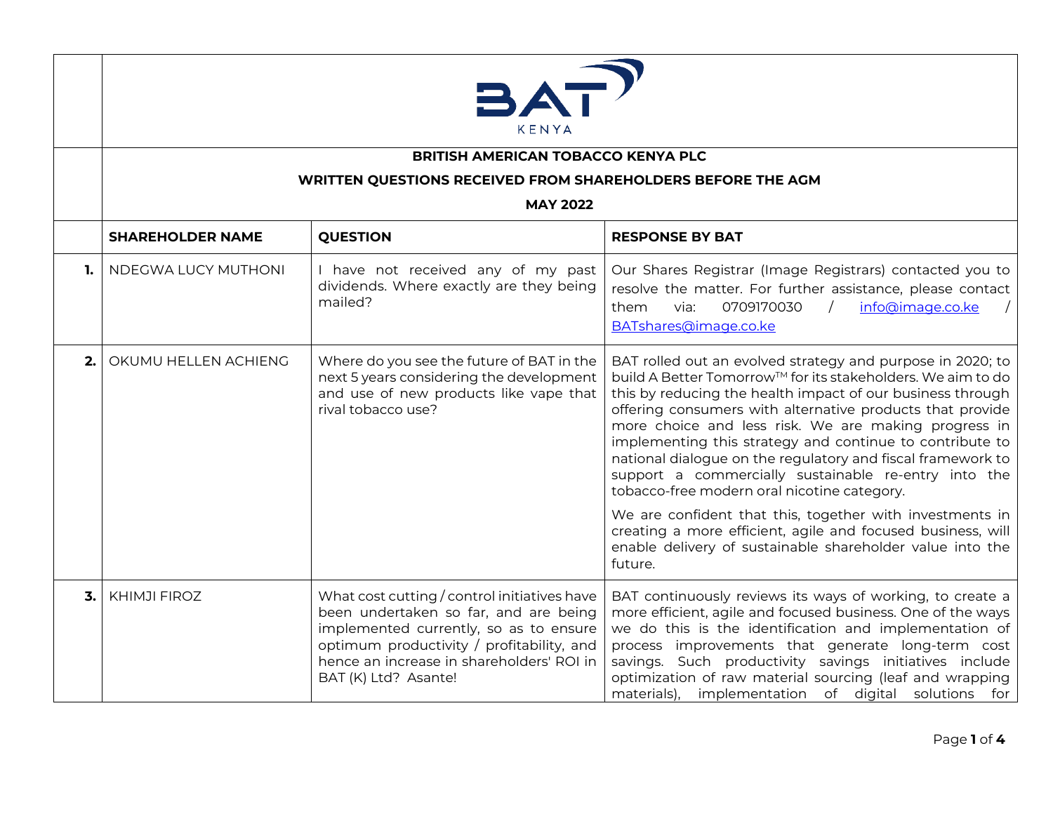BAT KENYA

## BRITISH AMERICAN TOBACCO KENYA PLC

### WRITTEN QUESTIONS RECEIVED FROM SHAREHOLDERS BEFORE THE AGM

**MAY 2022**

| | SHAREHOLDER NAME | QUESTION | RESPONSE BY BAT |
|---|---|---|---|
| **1.** | NDEGWA LUCY MUTHONI | I have not received any of my past dividends. Where exactly are they being mailed? | Our Shares Registrar (Image Registrars) contacted you to resolve the matter. For further assistance, please contact them via: 0709170030 / info@image.co.ke / BATshares@image.co.ke |
| **2.** | OKUMU HELLEN ACHIENG | Where do you see the future of BAT in the next 5 years considering the development and use of new products like vape that rival tobacco use? | BAT rolled out an evolved strategy and purpose in 2020; to build A Better Tomorrow™ for its stakeholders. We aim to do this by reducing the health impact of our business through offering consumers with alternative products that provide more choice and less risk. We are making progress in implementing this strategy and continue to contribute to national dialogue on the regulatory and fiscal framework to support a commercially sustainable re-entry into the tobacco-free modern oral nicotine category.<br><br>We are confident that this, together with investments in creating a more efficient, agile and focused business, will enable delivery of sustainable shareholder value into the future. |
| **3.** | KHIMJI FIROZ | What cost cutting / control initiatives have been undertaken so far, and are being implemented currently, so as to ensure optimum productivity / profitability, and hence an increase in shareholders' ROI in BAT (K) Ltd? Asante! | BAT continuously reviews its ways of working, to create a more efficient, agile and focused business. One of the ways we do this is the identification and implementation of process improvements that generate long-term cost savings. Such productivity savings initiatives include optimization of raw material sourcing (leaf and wrapping materials), implementation of digital solutions for |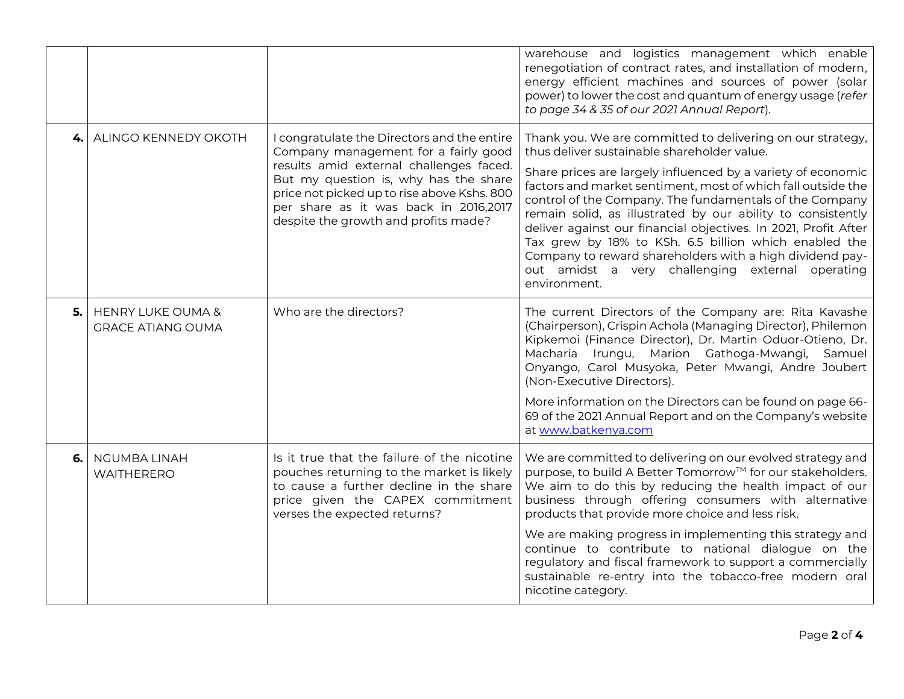| | | | |
|---|---|---|---|
| | | | warehouse and logistics management which enable renegotiation of contract rates, and installation of modern, energy efficient machines and sources of power (solar power) to lower the cost and quantum of energy usage (*refer to page 34 & 35 of our 2021 Annual Report*). |
| **4.** | ALINGO KENNEDY OKOTH | I congratulate the Directors and the entire Company management for a fairly good results amid external challenges faced. But my question is, why has the share price not picked up to rise above Kshs. 800 per share as it was back in 2016,2017 despite the growth and profits made? | Thank you. We are committed to delivering on our strategy, thus deliver sustainable shareholder value.<br><br>Share prices are largely influenced by a variety of economic factors and market sentiment, most of which fall outside the control of the Company. The fundamentals of the Company remain solid, as illustrated by our ability to consistently deliver against our financial objectives. In 2021, Profit After Tax grew by 18% to KSh. 6.5 billion which enabled the Company to reward shareholders with a high dividend pay-out amidst a very challenging external operating environment. |
| **5.** | HENRY LUKE OUMA & GRACE ATIANG OUMA | Who are the directors? | The current Directors of the Company are: Rita Kavashe (Chairperson), Crispin Achola (Managing Director), Philemon Kipkemoi (Finance Director), Dr. Martin Oduor-Otieno, Dr. Macharia Irungu, Marion Gathoga-Mwangi, Samuel Onyango, Carol Musyoka, Peter Mwangi, Andre Joubert (Non-Executive Directors).<br><br>More information on the Directors can be found on page 66-69 of the 2021 Annual Report and on the Company's website at www.batkenya.com |
| **6.** | NGUMBA LINAH WAITHERERO | Is it true that the failure of the nicotine pouches returning to the market is likely to cause a further decline in the share price given the CAPEX commitment verses the expected returns? | We are committed to delivering on our evolved strategy and purpose, to build A Better Tomorrow™ for our stakeholders. We aim to do this by reducing the health impact of our business through offering consumers with alternative products that provide more choice and less risk.<br><br>We are making progress in implementing this strategy and continue to contribute to national dialogue on the regulatory and fiscal framework to support a commercially sustainable re-entry into the tobacco-free modern oral nicotine category. |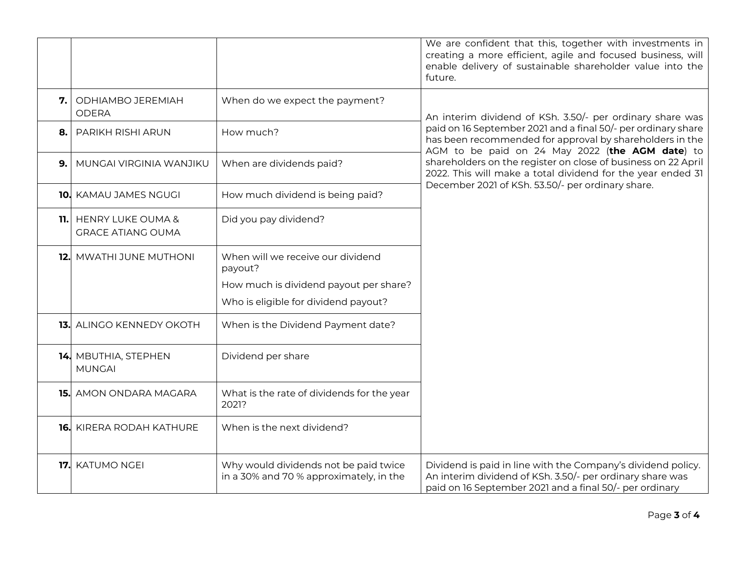| | | | |
|---|---|---|---|
| | | | We are confident that this, together with investments in creating a more efficient, agile and focused business, will enable delivery of sustainable shareholder value into the future. |
| **7.** | ODHIAMBO JEREMIAH ODERA | When do we expect the payment? | An interim dividend of KSh. 3.50/- per ordinary share was paid on 16 September 2021 and a final 50/- per ordinary share has been recommended for approval by shareholders in the AGM to be paid on 24 May 2022 (**the AGM date**) to shareholders on the register on close of business on 22 April 2022. This will make a total dividend for the year ended 31 December 2021 of KSh. 53.50/- per ordinary share. |
| **8.** | PARIKH RISHI ARUN | How much? | |
| **9.** | MUNGAI VIRGINIA WANJIKU | When are dividends paid? | |
| **10.** | KAMAU JAMES NGUGI | How much dividend is being paid? | |
| **11.** | HENRY LUKE OUMA & GRACE ATIANG OUMA | Did you pay dividend? | |
| **12.** | MWATHI JUNE MUTHONI | When will we receive our dividend payout?<br>How much is dividend payout per share?<br>Who is eligible for dividend payout? | |
| **13.** | ALINGO KENNEDY OKOTH | When is the Dividend Payment date? | |
| **14.** | MBUTHIA, STEPHEN MUNGAI | Dividend per share | |
| **15.** | AMON ONDARA MAGARA | What is the rate of dividends for the year 2021? | |
| **16.** | KIRERA RODAH KATHURE | When is the next dividend? | |
| **17.** | KATUMO NGEI | Why would dividends not be paid twice in a 30% and 70 % approximately, in the | Dividend is paid in line with the Company's dividend policy. An interim dividend of KSh. 3.50/- per ordinary share was paid on 16 September 2021 and a final 50/- per ordinary |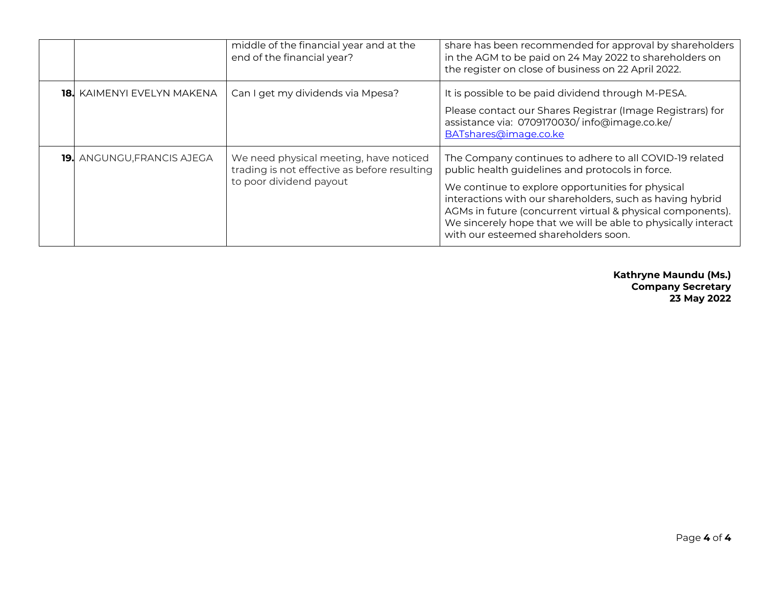| | | | |
|---|---|---|---|
| | | middle of the financial year and at the end of the financial year? | share has been recommended for approval by shareholders in the AGM to be paid on 24 May 2022 to shareholders on the register on close of business on 22 April 2022. |
| **18.** | KAIMENYI EVELYN MAKENA | Can I get my dividends via Mpesa? | It is possible to be paid dividend through M-PESA.<br><br>Please contact our Shares Registrar (Image Registrars) for assistance via: 0709170030/ info@image.co.ke/ BATshares@image.co.ke |
| **19.** | ANGUNGU,FRANCIS AJEGA | We need physical meeting, have noticed trading is not effective as before resulting to poor dividend payout | The Company continues to adhere to all COVID-19 related public health guidelines and protocols in force.<br><br>We continue to explore opportunities for physical interactions with our shareholders, such as having hybrid AGMs in future (concurrent virtual & physical components). We sincerely hope that we will be able to physically interact with our esteemed shareholders soon. |

**Kathryne Maundu (Ms.)**
**Company Secretary**
**23 May 2022**